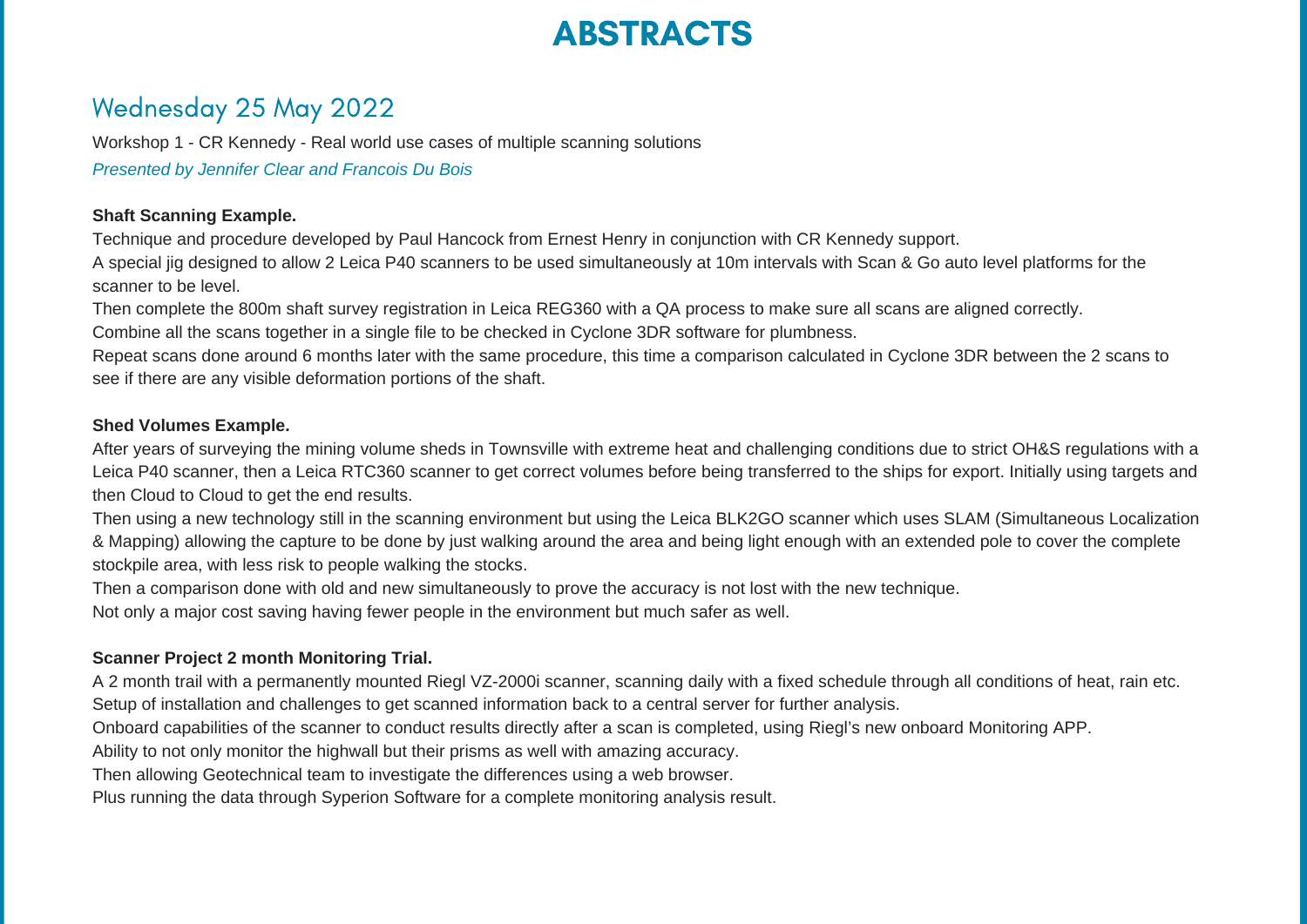# ABSTRACTS

## Wednesday 25 May 2022

Workshop 1 - CR Kennedy - Real world use cases of multiple scanning solutions

*Presented by Jennifer Clear and Francois Du Bois*

**Shaft Scanning Example.**

Technique and procedure developed by Paul Hancock from Ernest Henry in conjunction with CR Kennedy support.

A special jig designed to allow 2 Leica P40 scanners to be used simultaneously at 10m intervals with Scan & Go auto level platforms for the scanner to be level.

Then complete the 800m shaft survey registration in Leica REG360 with a QA process to make sure all scans are aligned correctly.

Combine all the scans together in a single file to be checked in Cyclone 3DR software for plumbness.

Repeat scans done around 6 months later with the same procedure, this time a comparison calculated in Cyclone 3DR between the 2 scans to see if there are any visible deformation portions of the shaft.

**Shed Volumes Example.**

After years of surveying the mining volume sheds in Townsville with extreme heat and challenging conditions due to strict OH&S regulations with a Leica P40 scanner, then a Leica RTC360 scanner to get correct volumes before being transferred to the ships for export. Initially using targets and then Cloud to Cloud to get the end results.

Then using a new technology still in the scanning environment but using the Leica BLK2GO scanner which uses SLAM (Simultaneous Localization & Mapping) allowing the capture to be done by just walking around the area and being light enough with an extended pole to cover the complete stockpile area, with less risk to people walking the stocks.

Then a comparison done with old and new simultaneously to prove the accuracy is not lost with the new technique.

Not only a major cost saving having fewer people in the environment but much safer as well.

**Scanner Project 2 month Monitoring Trial.**

A 2 month trail with a permanently mounted Riegl VZ-2000i scanner, scanning daily with a fixed schedule through all conditions of heat, rain etc.

Setup of installation and challenges to get scanned information back to a central server for further analysis.

Onboard capabilities of the scanner to conduct results directly after a scan is completed, using Riegl's new onboard Monitoring APP.

Ability to not only monitor the highwall but their prisms as well with amazing accuracy.

Then allowing Geotechnical team to investigate the differences using a web browser.

Plus running the data through Syperion Software for a complete monitoring analysis result.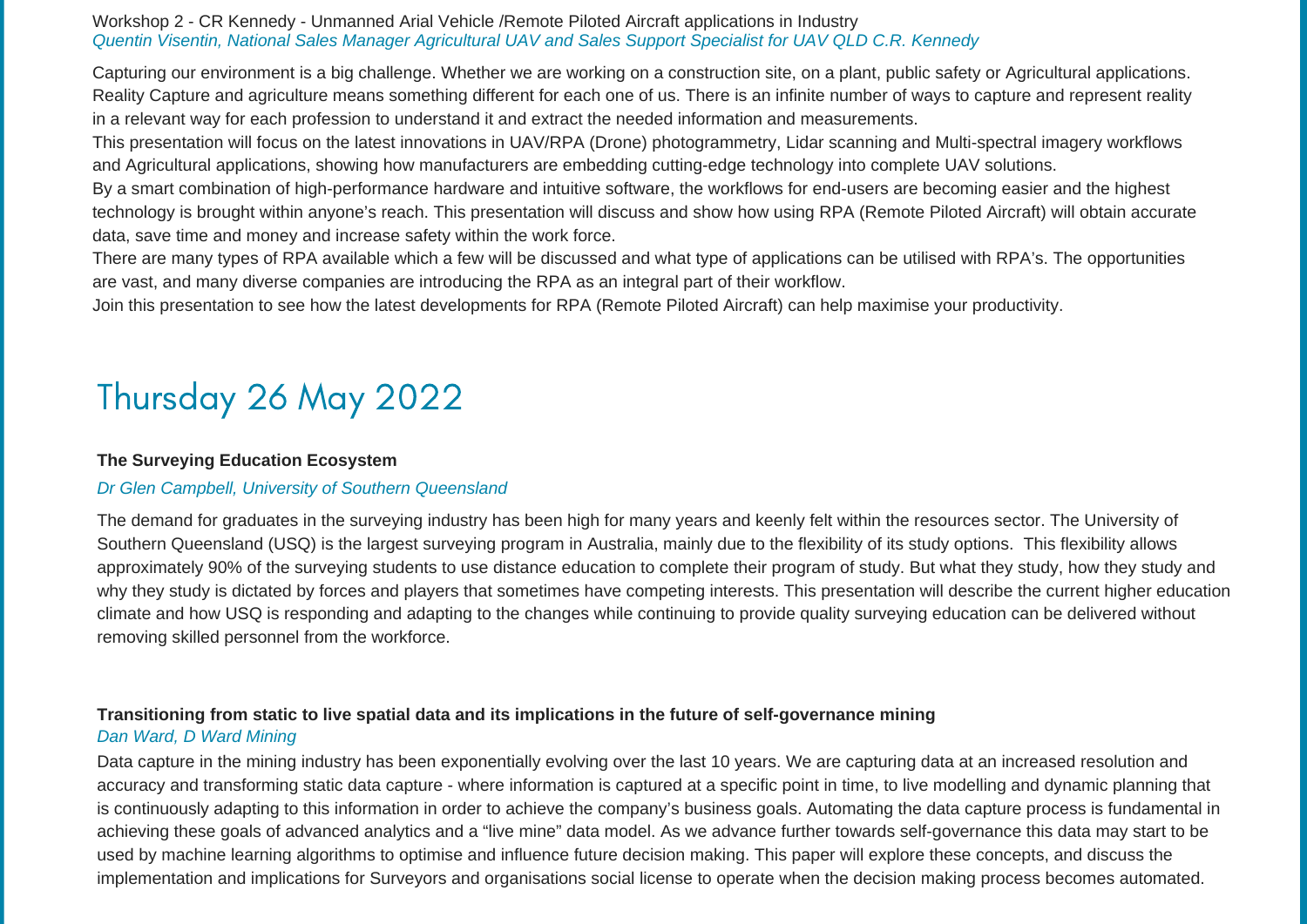Workshop 2 - CR Kennedy - Unmanned Arial Vehicle /Remote Piloted Aircraft applications in Industry
*Quentin Visentin, National Sales Manager Agricultural UAV and Sales Support Specialist for UAV QLD C.R. Kennedy*

Capturing our environment is a big challenge. Whether we are working on a construction site, on a plant, public safety or Agricultural applications. Reality Capture and agriculture means something different for each one of us. There is an infinite number of ways to capture and represent reality in a relevant way for each profession to understand it and extract the needed information and measurements.
This presentation will focus on the latest innovations in UAV/RPA (Drone) photogrammetry, Lidar scanning and Multi-spectral imagery workflows and Agricultural applications, showing how manufacturers are embedding cutting-edge technology into complete UAV solutions.
By a smart combination of high-performance hardware and intuitive software, the workflows for end-users are becoming easier and the highest technology is brought within anyone's reach. This presentation will discuss and show how using RPA (Remote Piloted Aircraft) will obtain accurate data, save time and money and increase safety within the work force.
There are many types of RPA available which a few will be discussed and what type of applications can be utilised with RPA's. The opportunities are vast, and many diverse companies are introducing the RPA as an integral part of their workflow.
Join this presentation to see how the latest developments for RPA (Remote Piloted Aircraft) can help maximise your productivity.

# Thursday 26 May 2022

**The Surveying Education Ecosystem**

*Dr Glen Campbell, University of Southern Queensland*

The demand for graduates in the surveying industry has been high for many years and keenly felt within the resources sector. The University of Southern Queensland (USQ) is the largest surveying program in Australia, mainly due to the flexibility of its study options. This flexibility allows approximately 90% of the surveying students to use distance education to complete their program of study. But what they study, how they study and why they study is dictated by forces and players that sometimes have competing interests. This presentation will describe the current higher education climate and how USQ is responding and adapting to the changes while continuing to provide quality surveying education can be delivered without removing skilled personnel from the workforce.

**Transitioning from static to live spatial data and its implications in the future of self-governance mining**
*Dan Ward, D Ward Mining*

Data capture in the mining industry has been exponentially evolving over the last 10 years. We are capturing data at an increased resolution and accuracy and transforming static data capture - where information is captured at a specific point in time, to live modelling and dynamic planning that is continuously adapting to this information in order to achieve the company's business goals. Automating the data capture process is fundamental in achieving these goals of advanced analytics and a "live mine" data model. As we advance further towards self-governance this data may start to be used by machine learning algorithms to optimise and influence future decision making. This paper will explore these concepts, and discuss the implementation and implications for Surveyors and organisations social license to operate when the decision making process becomes automated.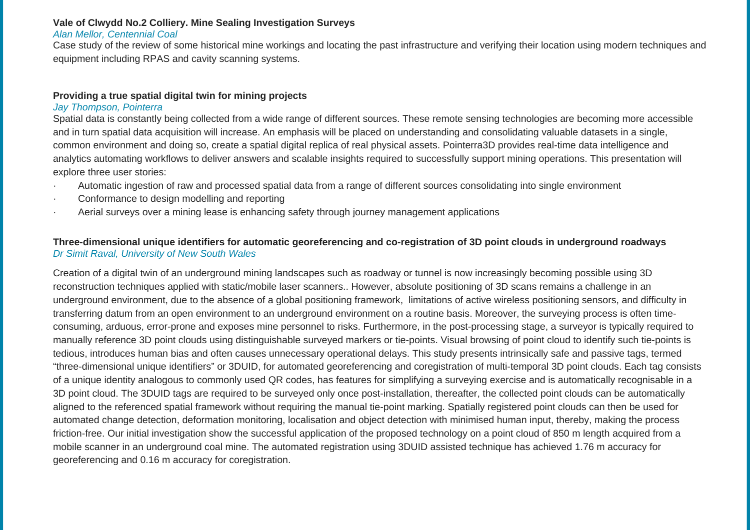**Vale of Clwydd No.2 Colliery. Mine Sealing Investigation Surveys**

*Alan Mellor, Centennial Coal*

Case study of the review of some historical mine workings and locating the past infrastructure and verifying their location using modern techniques and equipment including RPAS and cavity scanning systems.

**Providing a true spatial digital twin for mining projects**

*Jay Thompson, Pointerra*

Spatial data is constantly being collected from a wide range of different sources. These remote sensing technologies are becoming more accessible and in turn spatial data acquisition will increase. An emphasis will be placed on understanding and consolidating valuable datasets in a single, common environment and doing so, create a spatial digital replica of real physical assets. Pointerra3D provides real-time data intelligence and analytics automating workflows to deliver answers and scalable insights required to successfully support mining operations. This presentation will explore three user stories:

- Automatic ingestion of raw and processed spatial data from a range of different sources consolidating into single environment
- Conformance to design modelling and reporting
- Aerial surveys over a mining lease is enhancing safety through journey management applications

**Three-dimensional unique identifiers for automatic georeferencing and co-registration of 3D point clouds in underground roadways**

*Dr Simit Raval, University of New South Wales*

Creation of a digital twin of an underground mining landscapes such as roadway or tunnel is now increasingly becoming possible using 3D reconstruction techniques applied with static/mobile laser scanners.. However, absolute positioning of 3D scans remains a challenge in an underground environment, due to the absence of a global positioning framework, limitations of active wireless positioning sensors, and difficulty in transferring datum from an open environment to an underground environment on a routine basis. Moreover, the surveying process is often time-consuming, arduous, error-prone and exposes mine personnel to risks. Furthermore, in the post-processing stage, a surveyor is typically required to manually reference 3D point clouds using distinguishable surveyed markers or tie-points. Visual browsing of point cloud to identify such tie-points is tedious, introduces human bias and often causes unnecessary operational delays. This study presents intrinsically safe and passive tags, termed "three-dimensional unique identifiers" or 3DUID, for automated georeferencing and coregistration of multi-temporal 3D point clouds. Each tag consists of a unique identity analogous to commonly used QR codes, has features for simplifying a surveying exercise and is automatically recognisable in a 3D point cloud. The 3DUID tags are required to be surveyed only once post-installation, thereafter, the collected point clouds can be automatically aligned to the referenced spatial framework without requiring the manual tie-point marking. Spatially registered point clouds can then be used for automated change detection, deformation monitoring, localisation and object detection with minimised human input, thereby, making the process friction-free. Our initial investigation show the successful application of the proposed technology on a point cloud of 850 m length acquired from a mobile scanner in an underground coal mine. The automated registration using 3DUID assisted technique has achieved 1.76 m accuracy for georeferencing and 0.16 m accuracy for coregistration.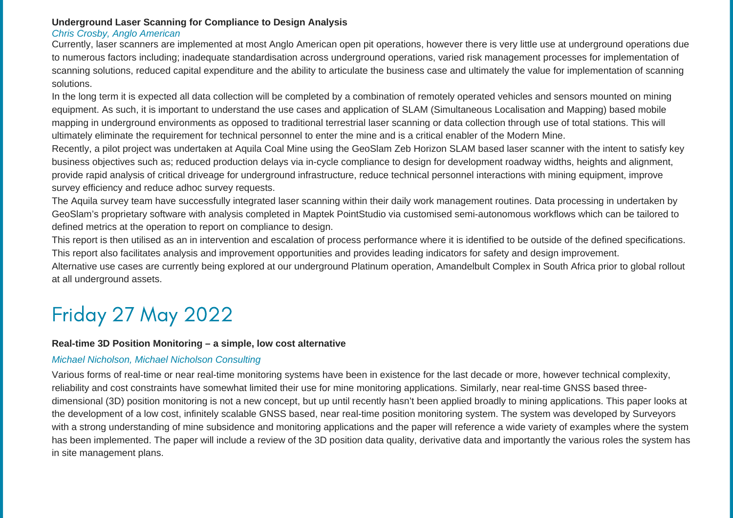### Underground Laser Scanning for Compliance to Design Analysis

*Chris Crosby, Anglo American*

Currently, laser scanners are implemented at most Anglo American open pit operations, however there is very little use at underground operations due to numerous factors including; inadequate standardisation across underground operations, varied risk management processes for implementation of scanning solutions, reduced capital expenditure and the ability to articulate the business case and ultimately the value for implementation of scanning solutions.

In the long term it is expected all data collection will be completed by a combination of remotely operated vehicles and sensors mounted on mining equipment. As such, it is important to understand the use cases and application of SLAM (Simultaneous Localisation and Mapping) based mobile mapping in underground environments as opposed to traditional terrestrial laser scanning or data collection through use of total stations. This will ultimately eliminate the requirement for technical personnel to enter the mine and is a critical enabler of the Modern Mine.

Recently, a pilot project was undertaken at Aquila Coal Mine using the GeoSlam Zeb Horizon SLAM based laser scanner with the intent to satisfy key business objectives such as; reduced production delays via in-cycle compliance to design for development roadway widths, heights and alignment, provide rapid analysis of critical driveage for underground infrastructure, reduce technical personnel interactions with mining equipment, improve survey efficiency and reduce adhoc survey requests.

The Aquila survey team have successfully integrated laser scanning within their daily work management routines. Data processing in undertaken by GeoSlam's proprietary software with analysis completed in Maptek PointStudio via customised semi-autonomous workflows which can be tailored to defined metrics at the operation to report on compliance to design.

This report is then utilised as an in intervention and escalation of process performance where it is identified to be outside of the defined specifications. This report also facilitates analysis and improvement opportunities and provides leading indicators for safety and design improvement.

Alternative use cases are currently being explored at our underground Platinum operation, Amandelbult Complex in South Africa prior to global rollout at all underground assets.

# Friday 27 May 2022

### Real-time 3D Position Monitoring – a simple, low cost alternative

*Michael Nicholson, Michael Nicholson Consulting*

Various forms of real-time or near real-time monitoring systems have been in existence for the last decade or more, however technical complexity, reliability and cost constraints have somewhat limited their use for mine monitoring applications. Similarly, near real-time GNSS based three-dimensional (3D) position monitoring is not a new concept, but up until recently hasn't been applied broadly to mining applications. This paper looks at the development of a low cost, infinitely scalable GNSS based, near real-time position monitoring system. The system was developed by Surveyors with a strong understanding of mine subsidence and monitoring applications and the paper will reference a wide variety of examples where the system has been implemented. The paper will include a review of the 3D position data quality, derivative data and importantly the various roles the system has in site management plans.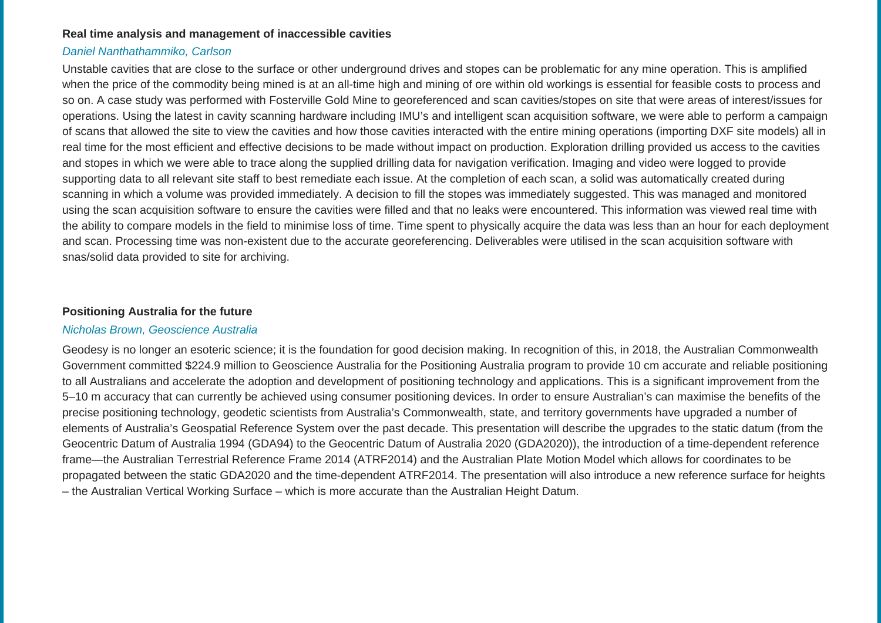### Real time analysis and management of inaccessible cavities

*Daniel Nanthathammiko, Carlson*

Unstable cavities that are close to the surface or other underground drives and stopes can be problematic for any mine operation. This is amplified when the price of the commodity being mined is at an all-time high and mining of ore within old workings is essential for feasible costs to process and so on. A case study was performed with Fosterville Gold Mine to georeferenced and scan cavities/stopes on site that were areas of interest/issues for operations. Using the latest in cavity scanning hardware including IMU's and intelligent scan acquisition software, we were able to perform a campaign of scans that allowed the site to view the cavities and how those cavities interacted with the entire mining operations (importing DXF site models) all in real time for the most efficient and effective decisions to be made without impact on production. Exploration drilling provided us access to the cavities and stopes in which we were able to trace along the supplied drilling data for navigation verification. Imaging and video were logged to provide supporting data to all relevant site staff to best remediate each issue. At the completion of each scan, a solid was automatically created during scanning in which a volume was provided immediately. A decision to fill the stopes was immediately suggested. This was managed and monitored using the scan acquisition software to ensure the cavities were filled and that no leaks were encountered. This information was viewed real time with the ability to compare models in the field to minimise loss of time. Time spent to physically acquire the data was less than an hour for each deployment and scan. Processing time was non-existent due to the accurate georeferencing. Deliverables were utilised in the scan acquisition software with snas/solid data provided to site for archiving.

### Positioning Australia for the future

*Nicholas Brown, Geoscience Australia*

Geodesy is no longer an esoteric science; it is the foundation for good decision making. In recognition of this, in 2018, the Australian Commonwealth Government committed $224.9 million to Geoscience Australia for the Positioning Australia program to provide 10 cm accurate and reliable positioning to all Australians and accelerate the adoption and development of positioning technology and applications. This is a significant improvement from the 5–10 m accuracy that can currently be achieved using consumer positioning devices. In order to ensure Australian's can maximise the benefits of the precise positioning technology, geodetic scientists from Australia's Commonwealth, state, and territory governments have upgraded a number of elements of Australia's Geospatial Reference System over the past decade. This presentation will describe the upgrades to the static datum (from the Geocentric Datum of Australia 1994 (GDA94) to the Geocentric Datum of Australia 2020 (GDA2020)), the introduction of a time-dependent reference frame—the Australian Terrestrial Reference Frame 2014 (ATRF2014) and the Australian Plate Motion Model which allows for coordinates to be propagated between the static GDA2020 and the time-dependent ATRF2014. The presentation will also introduce a new reference surface for heights – the Australian Vertical Working Surface – which is more accurate than the Australian Height Datum.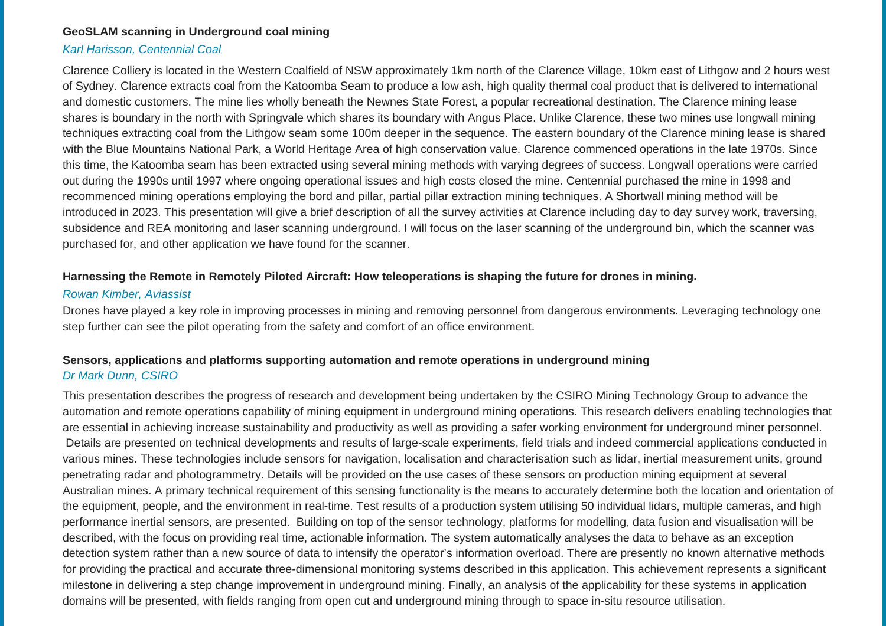### GeoSLAM scanning in Underground coal mining

*Karl Harisson, Centennial Coal*

Clarence Colliery is located in the Western Coalfield of NSW approximately 1km north of the Clarence Village, 10km east of Lithgow and 2 hours west of Sydney. Clarence extracts coal from the Katoomba Seam to produce a low ash, high quality thermal coal product that is delivered to international and domestic customers. The mine lies wholly beneath the Newnes State Forest, a popular recreational destination. The Clarence mining lease shares is boundary in the north with Springvale which shares its boundary with Angus Place. Unlike Clarence, these two mines use longwall mining techniques extracting coal from the Lithgow seam some 100m deeper in the sequence. The eastern boundary of the Clarence mining lease is shared with the Blue Mountains National Park, a World Heritage Area of high conservation value. Clarence commenced operations in the late 1970s. Since this time, the Katoomba seam has been extracted using several mining methods with varying degrees of success. Longwall operations were carried out during the 1990s until 1997 where ongoing operational issues and high costs closed the mine. Centennial purchased the mine in 1998 and recommenced mining operations employing the bord and pillar, partial pillar extraction mining techniques. A Shortwall mining method will be introduced in 2023. This presentation will give a brief description of all the survey activities at Clarence including day to day survey work, traversing, subsidence and REA monitoring and laser scanning underground. I will focus on the laser scanning of the underground bin, which the scanner was purchased for, and other application we have found for the scanner.

### Harnessing the Remote in Remotely Piloted Aircraft: How teleoperations is shaping the future for drones in mining.

*Rowan Kimber, Aviassist*

Drones have played a key role in improving processes in mining and removing personnel from dangerous environments. Leveraging technology one step further can see the pilot operating from the safety and comfort of an office environment.

### Sensors, applications and platforms supporting automation and remote operations in underground mining

*Dr Mark Dunn, CSIRO*

This presentation describes the progress of research and development being undertaken by the CSIRO Mining Technology Group to advance the automation and remote operations capability of mining equipment in underground mining operations. This research delivers enabling technologies that are essential in achieving increase sustainability and productivity as well as providing a safer working environment for underground miner personnel. Details are presented on technical developments and results of large-scale experiments, field trials and indeed commercial applications conducted in various mines. These technologies include sensors for navigation, localisation and characterisation such as lidar, inertial measurement units, ground penetrating radar and photogrammetry. Details will be provided on the use cases of these sensors on production mining equipment at several Australian mines. A primary technical requirement of this sensing functionality is the means to accurately determine both the location and orientation of the equipment, people, and the environment in real-time. Test results of a production system utilising 50 individual lidars, multiple cameras, and high performance inertial sensors, are presented. Building on top of the sensor technology, platforms for modelling, data fusion and visualisation will be described, with the focus on providing real time, actionable information. The system automatically analyses the data to behave as an exception detection system rather than a new source of data to intensify the operator's information overload. There are presently no known alternative methods for providing the practical and accurate three-dimensional monitoring systems described in this application. This achievement represents a significant milestone in delivering a step change improvement in underground mining. Finally, an analysis of the applicability for these systems in application domains will be presented, with fields ranging from open cut and underground mining through to space in-situ resource utilisation.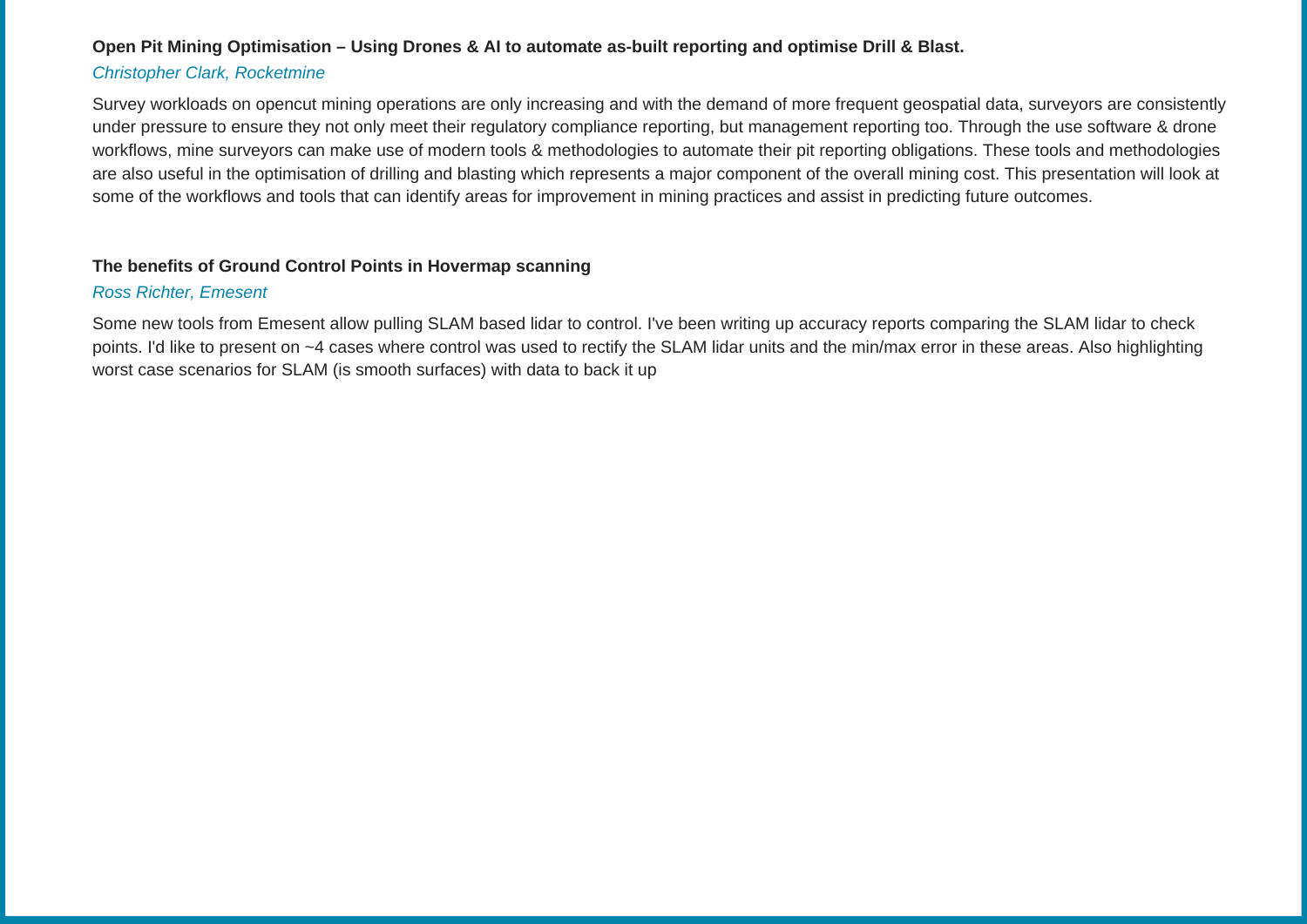**Open Pit Mining Optimisation – Using Drones & AI to automate as-built reporting and optimise Drill & Blast.**

*Christopher Clark, Rocketmine*

Survey workloads on opencut mining operations are only increasing and with the demand of more frequent geospatial data, surveyors are consistently under pressure to ensure they not only meet their regulatory compliance reporting, but management reporting too. Through the use software & drone workflows, mine surveyors can make use of modern tools & methodologies to automate their pit reporting obligations. These tools and methodologies are also useful in the optimisation of drilling and blasting which represents a major component of the overall mining cost. This presentation will look at some of the workflows and tools that can identify areas for improvement in mining practices and assist in predicting future outcomes.

**The benefits of Ground Control Points in Hovermap scanning**

*Ross Richter, Emesent*

Some new tools from Emesent allow pulling SLAM based lidar to control. I've been writing up accuracy reports comparing the SLAM lidar to check points. I'd like to present on ~4 cases where control was used to rectify the SLAM lidar units and the min/max error in these areas. Also highlighting worst case scenarios for SLAM (is smooth surfaces) with data to back it up